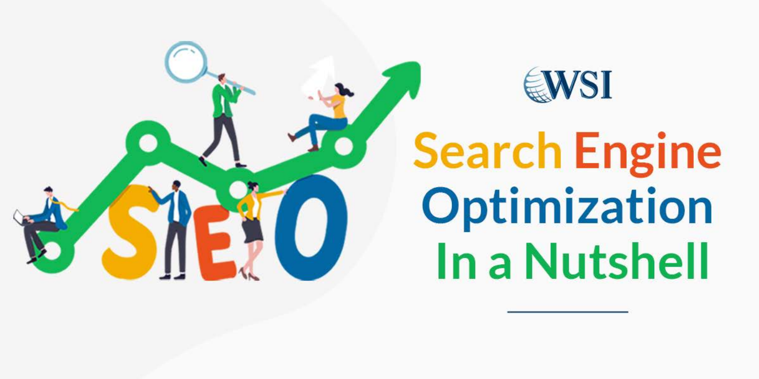WSI

# Search Engine Optimization In a Nutshell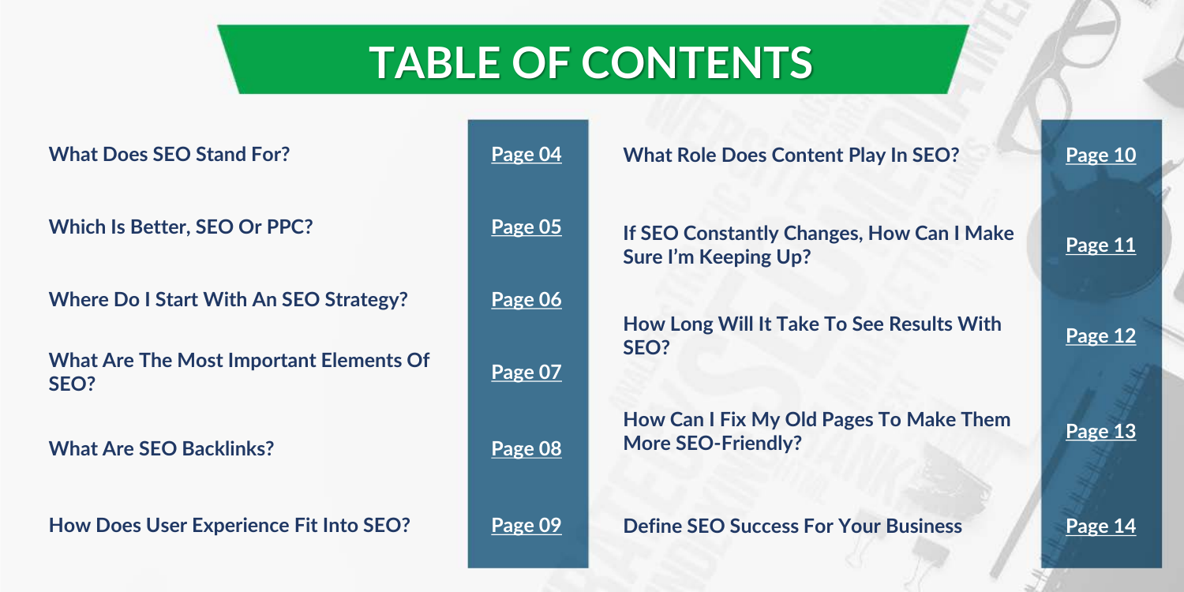# TABLE OF CONTENTS

| Section | Page |
| --- | --- |
| What Does SEO Stand For? | Page 04 |
| Which Is Better, SEO Or PPC? | Page 05 |
| Where Do I Start With An SEO Strategy? | Page 06 |
| What Are The Most Important Elements Of SEO? | Page 07 |
| What Are SEO Backlinks? | Page 08 |
| How Does User Experience Fit Into SEO? | Page 09 |
| What Role Does Content Play In SEO? | Page 10 |
| If SEO Constantly Changes, How Can I Make Sure I'm Keeping Up? | Page 11 |
| How Long Will It Take To See Results With SEO? | Page 12 |
| How Can I Fix My Old Pages To Make Them More SEO-Friendly? | Page 13 |
| Define SEO Success For Your Business | Page 14 |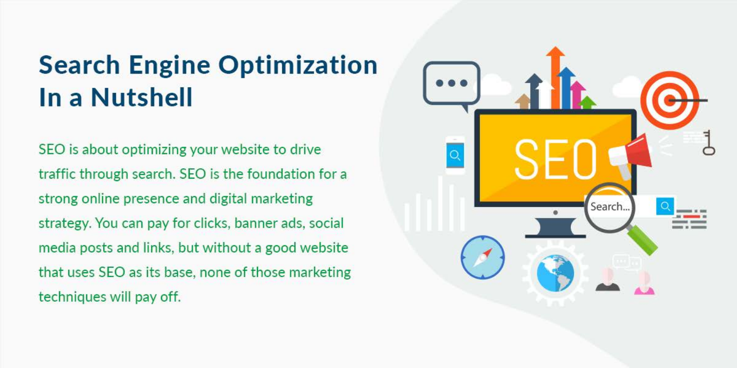# Search Engine Optimization In a Nutshell

SEO is about optimizing your website to drive traffic through search. SEO is the foundation for a strong online presence and digital marketing strategy. You can pay for clicks, banner ads, social media posts and links, but without a good website that uses SEO as its base, none of those marketing techniques will pay off.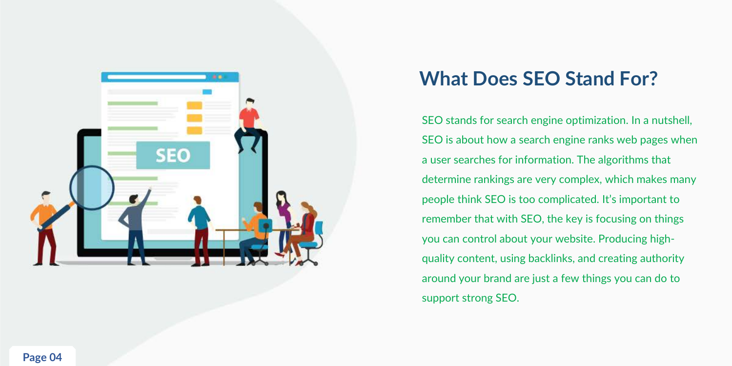## What Does SEO Stand For?

SEO stands for search engine optimization. In a nutshell, SEO is about how a search engine ranks web pages when a user searches for information. The algorithms that determine rankings are very complex, which makes many people think SEO is too complicated. It's important to remember that with SEO, the key is focusing on things you can control about your website. Producing high-quality content, using backlinks, and creating authority around your brand are just a few things you can do to support strong SEO.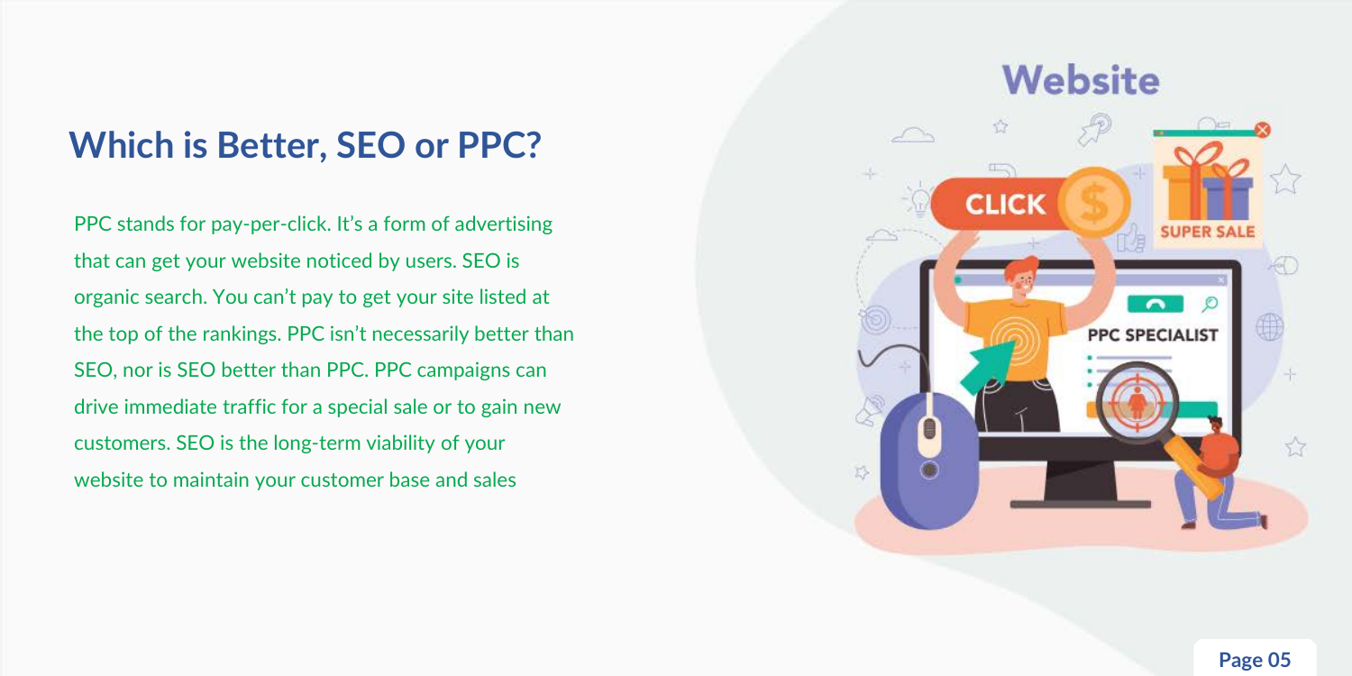## Which is Better, SEO or PPC?

PPC stands for pay-per-click. It's a form of advertising that can get your website noticed by users. SEO is organic search. You can't pay to get your site listed at the top of the rankings. PPC isn't necessarily better than SEO, nor is SEO better than PPC. PPC campaigns can drive immediate traffic for a special sale or to gain new customers. SEO is the long-term viability of your website to maintain your customer base and sales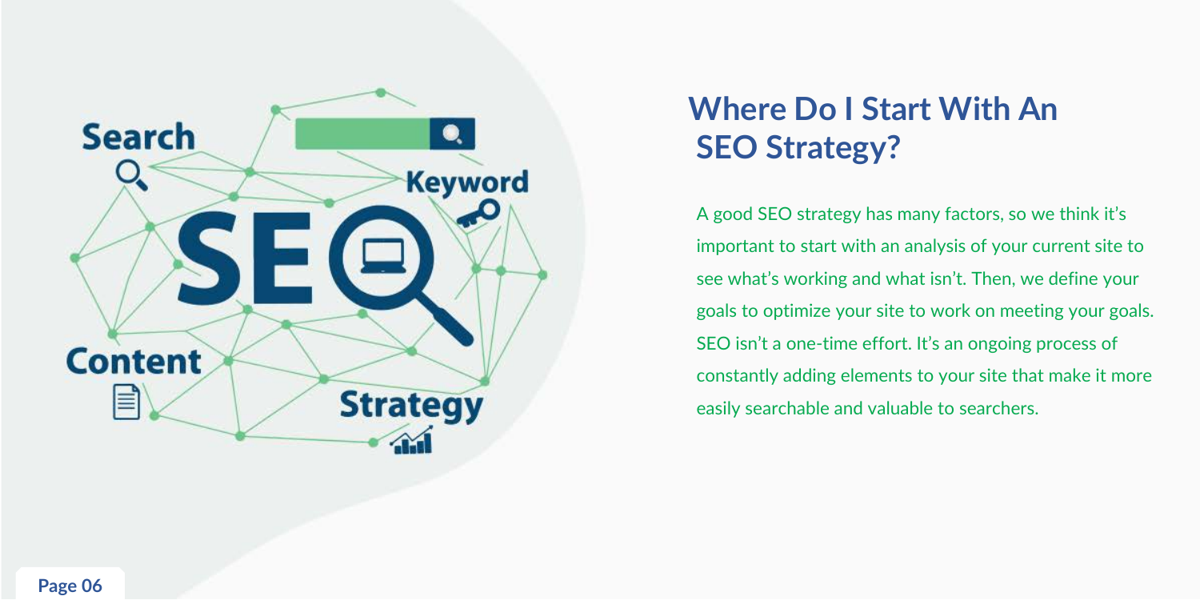## Where Do I Start With An SEO Strategy?

A good SEO strategy has many factors, so we think it's important to start with an analysis of your current site to see what's working and what isn't. Then, we define your goals to optimize your site to work on meeting your goals. SEO isn't a one-time effort. It's an ongoing process of constantly adding elements to your site that make it more easily searchable and valuable to searchers.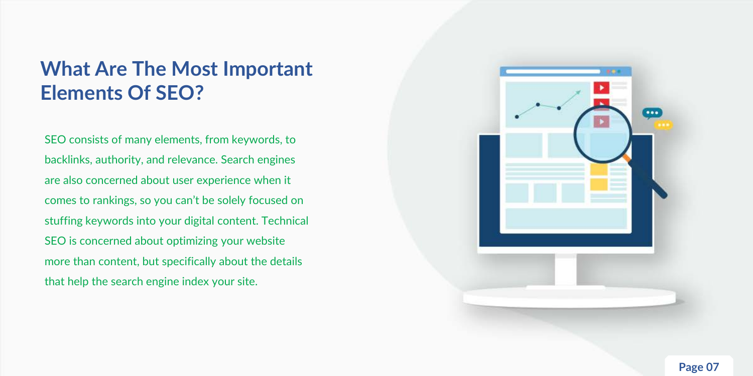## What Are The Most Important Elements Of SEO?

SEO consists of many elements, from keywords, to backlinks, authority, and relevance. Search engines are also concerned about user experience when it comes to rankings, so you can't be solely focused on stuffing keywords into your digital content. Technical SEO is concerned about optimizing your website more than content, but specifically about the details that help the search engine index your site.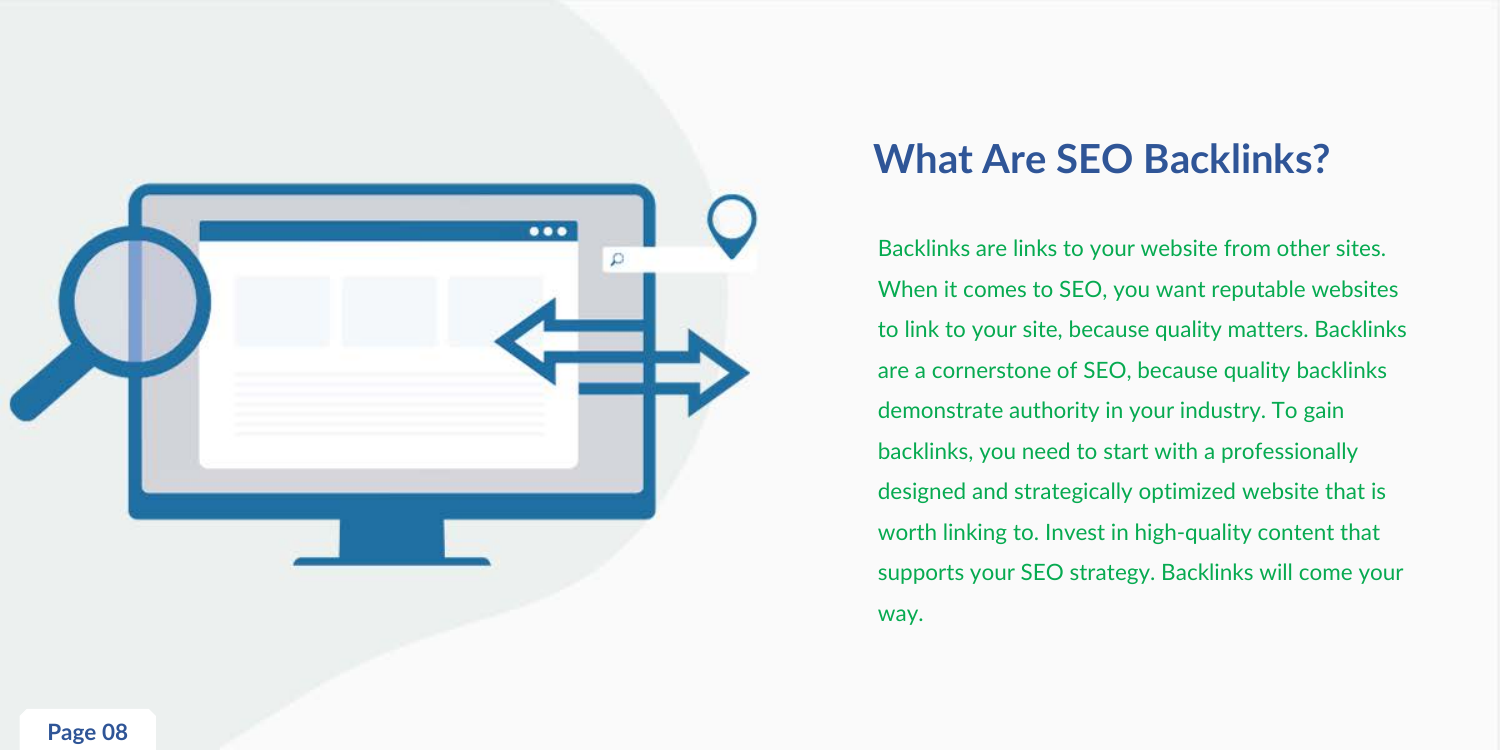# What Are SEO Backlinks?

Backlinks are links to your website from other sites. When it comes to SEO, you want reputable websites to link to your site, because quality matters. Backlinks are a cornerstone of SEO, because quality backlinks demonstrate authority in your industry. To gain backlinks, you need to start with a professionally designed and strategically optimized website that is worth linking to. Invest in high-quality content that supports your SEO strategy. Backlinks will come your way.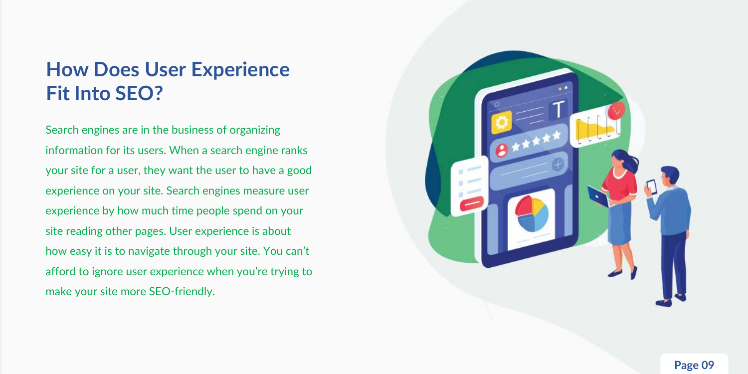# How Does User Experience Fit Into SEO?

Search engines are in the business of organizing information for its users. When a search engine ranks your site for a user, they want the user to have a good experience on your site. Search engines measure user experience by how much time people spend on your site reading other pages. User experience is about how easy it is to navigate through your site. You can't afford to ignore user experience when you're trying to make your site more SEO-friendly.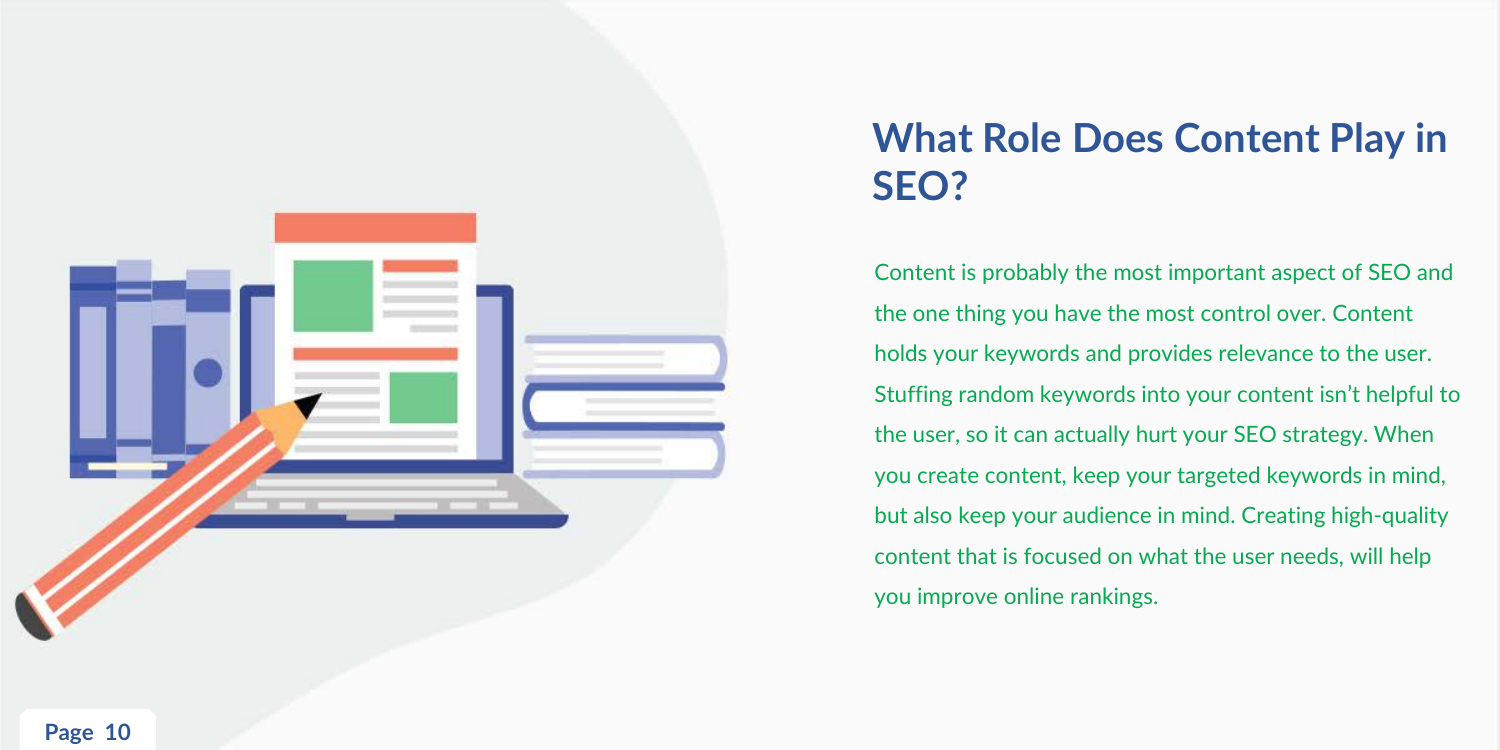## What Role Does Content Play in SEO?

Content is probably the most important aspect of SEO and the one thing you have the most control over. Content holds your keywords and provides relevance to the user. Stuffing random keywords into your content isn't helpful to the user, so it can actually hurt your SEO strategy. When you create content, keep your targeted keywords in mind, but also keep your audience in mind. Creating high-quality content that is focused on what the user needs, will help you improve online rankings.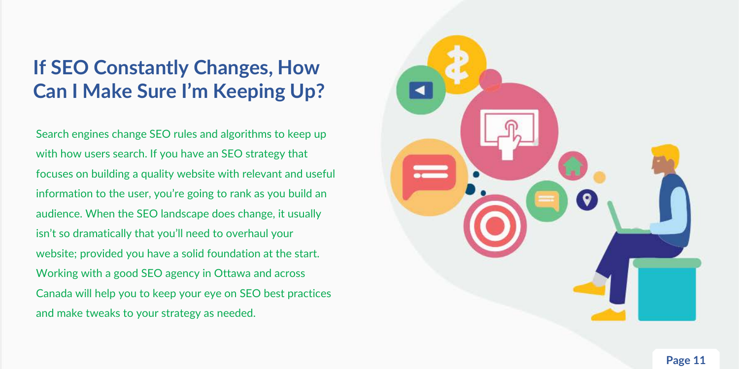## If SEO Constantly Changes, How Can I Make Sure I'm Keeping Up?

Search engines change SEO rules and algorithms to keep up with how users search. If you have an SEO strategy that focuses on building a quality website with relevant and useful information to the user, you're going to rank as you build an audience. When the SEO landscape does change, it usually isn't so dramatically that you'll need to overhaul your website; provided you have a solid foundation at the start. Working with a good SEO agency in Ottawa and across Canada will help you to keep your eye on SEO best practices and make tweaks to your strategy as needed.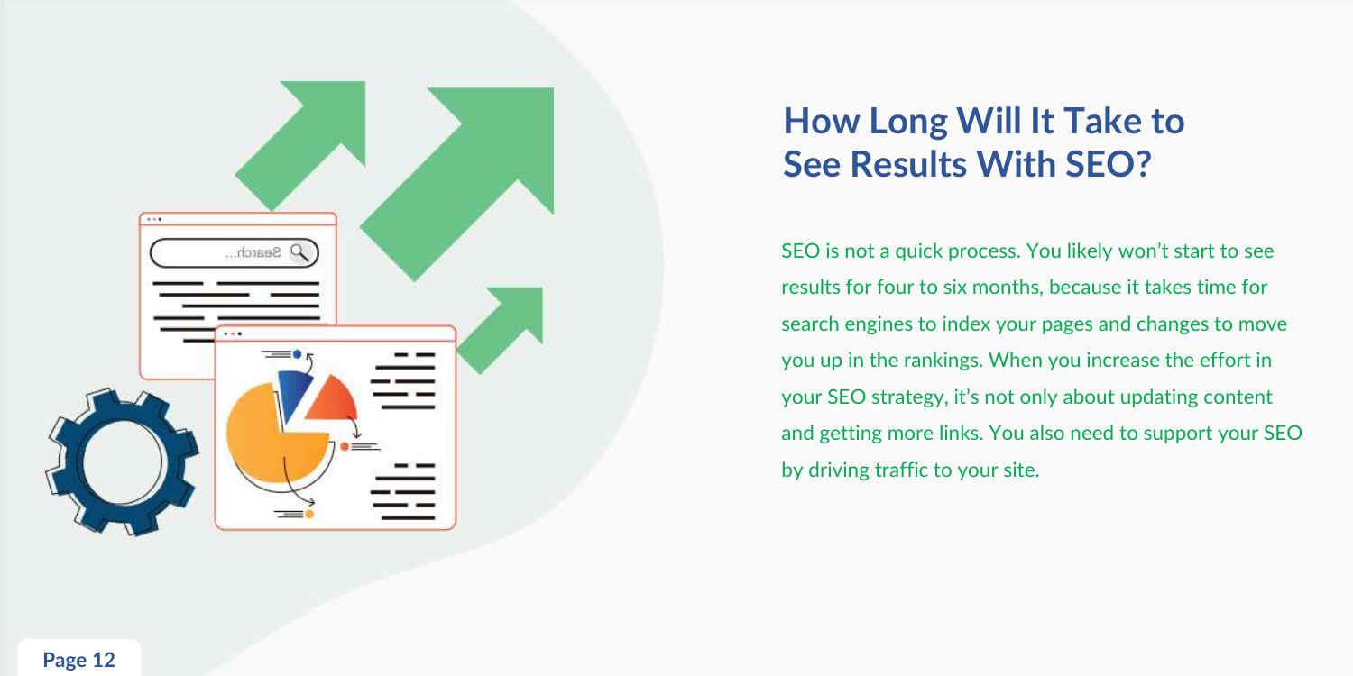## How Long Will It Take to See Results With SEO?

SEO is not a quick process. You likely won't start to see results for four to six months, because it takes time for search engines to index your pages and changes to move you up in the rankings. When you increase the effort in your SEO strategy, it's not only about updating content and getting more links. You also need to support your SEO by driving traffic to your site.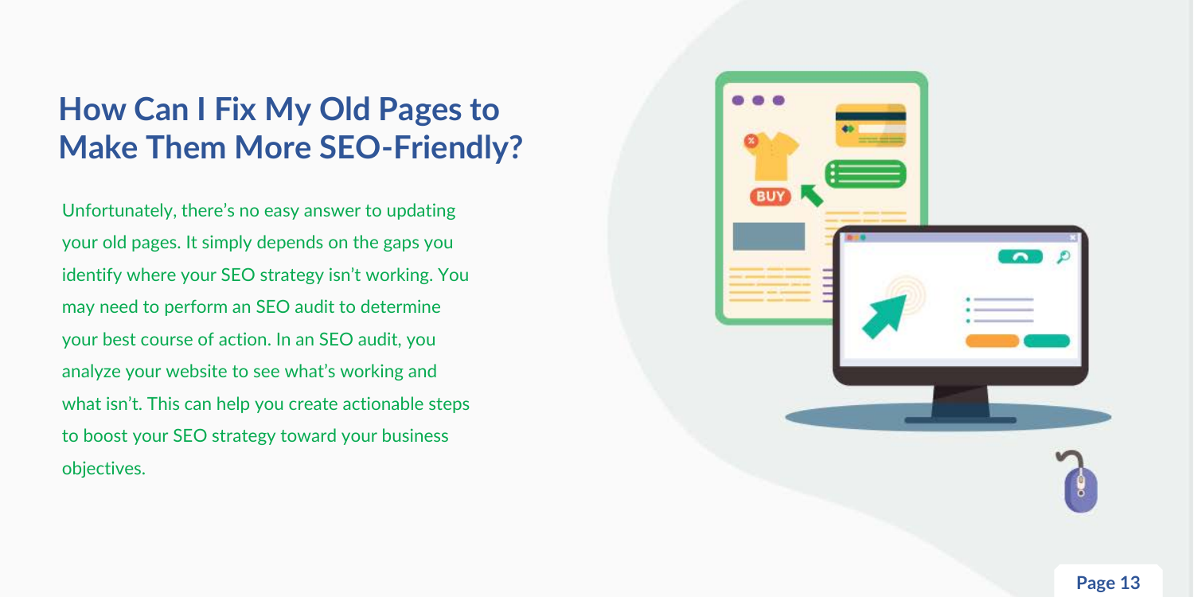## How Can I Fix My Old Pages to Make Them More SEO-Friendly?

Unfortunately, there's no easy answer to updating your old pages. It simply depends on the gaps you identify where your SEO strategy isn't working. You may need to perform an SEO audit to determine your best course of action. In an SEO audit, you analyze your website to see what's working and what isn't. This can help you create actionable steps to boost your SEO strategy toward your business objectives.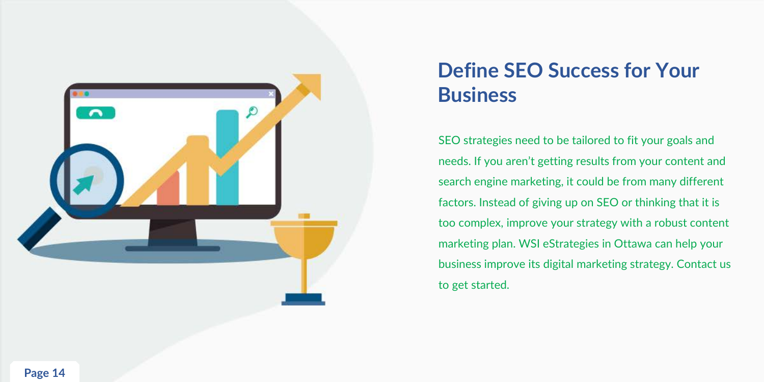## Define SEO Success for Your Business

SEO strategies need to be tailored to fit your goals and needs. If you aren't getting results from your content and search engine marketing, it could be from many different factors. Instead of giving up on SEO or thinking that it is too complex, improve your strategy with a robust content marketing plan. WSI eStrategies in Ottawa can help your business improve its digital marketing strategy. Contact us to get started.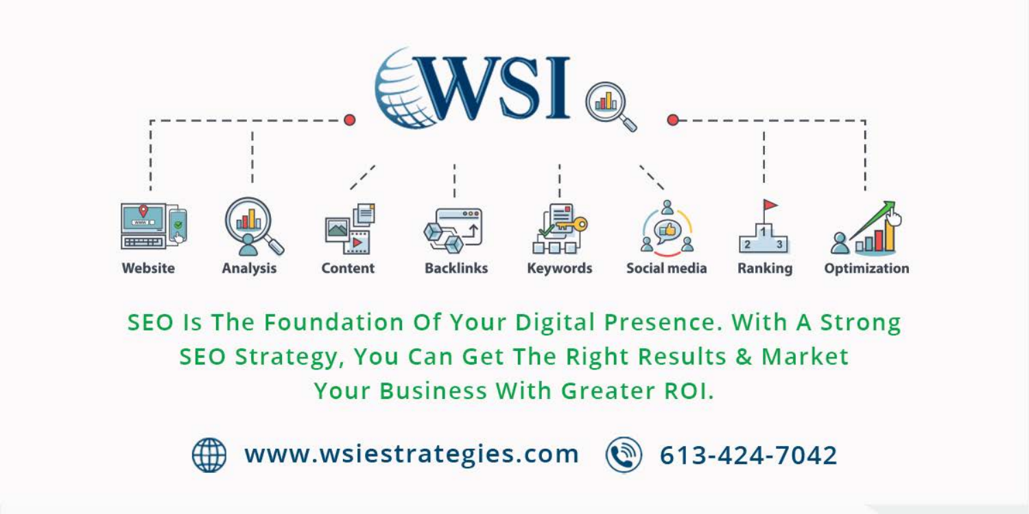WSI

Website

Analysis

Content

Backlinks

Keywords

Social media

Ranking

Optimization

SEO Is The Foundation Of Your Digital Presence. With A Strong SEO Strategy, You Can Get The Right Results & Market Your Business With Greater ROI.

www.wsiestrategies.com 613-424-7042